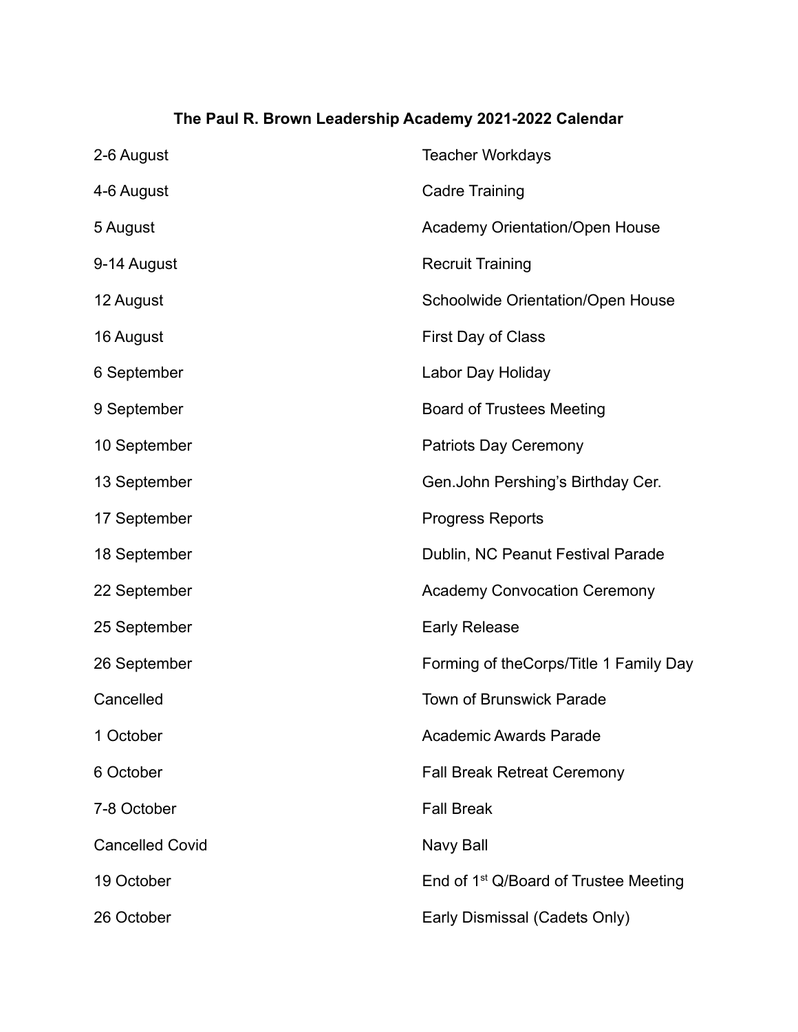**The Paul R. Brown Leadership Academy 2021-2022 Calendar**

| | |
|---|---|
| 2-6 August | Teacher Workdays |
| 4-6 August | Cadre Training |
| 5 August | Academy Orientation/Open House |
| 9-14 August | Recruit Training |
| 12 August | Schoolwide Orientation/Open House |
| 16 August | First Day of Class |
| 6 September | Labor Day Holiday |
| 9 September | Board of Trustees Meeting |
| 10 September | Patriots Day Ceremony |
| 13 September | Gen.John Pershing's Birthday Cer. |
| 17 September | Progress Reports |
| 18 September | Dublin, NC Peanut Festival Parade |
| 22 September | Academy Convocation Ceremony |
| 25 September | Early Release |
| 26 September | Forming of theCorps/Title 1 Family Day |
| Cancelled | Town of Brunswick Parade |
| 1 October | Academic Awards Parade |
| 6 October | Fall Break Retreat Ceremony |
| 7-8 October | Fall Break |
| Cancelled Covid | Navy Ball |
| 19 October | End of 1st Q/Board of Trustee Meeting |
| 26 October | Early Dismissal (Cadets Only) |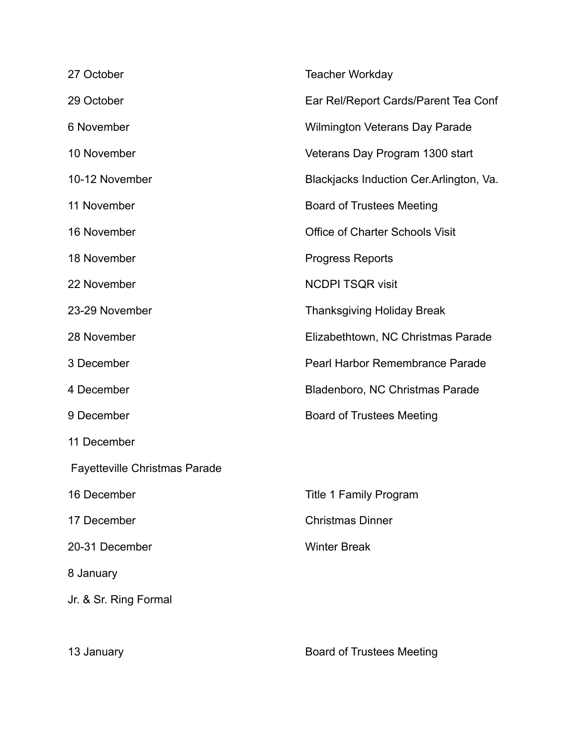| | |
|---|---|
| 27 October | Teacher Workday |
| 29 October | Ear Rel/Report Cards/Parent Tea Conf |
| 6 November | Wilmington Veterans Day Parade |
| 10 November | Veterans Day Program 1300 start |
| 10-12 November | Blackjacks Induction Cer.Arlington, Va. |
| 11 November | Board of Trustees Meeting |
| 16 November | Office of Charter Schools Visit |
| 18 November | Progress Reports |
| 22 November | NCDPI TSQR visit |
| 23-29 November | Thanksgiving Holiday Break |
| 28 November | Elizabethtown, NC Christmas Parade |
| 3 December | Pearl Harbor Remembrance Parade |
| 4 December | Bladenboro, NC Christmas Parade |
| 9 December | Board of Trustees Meeting |
| 11 December | |
| Fayetteville Christmas Parade | |
| 16 December | Title 1 Family Program |
| 17 December | Christmas Dinner |
| 20-31 December | Winter Break |
| 8 January | |
| Jr. & Sr. Ring Formal | |
| 13 January | Board of Trustees Meeting |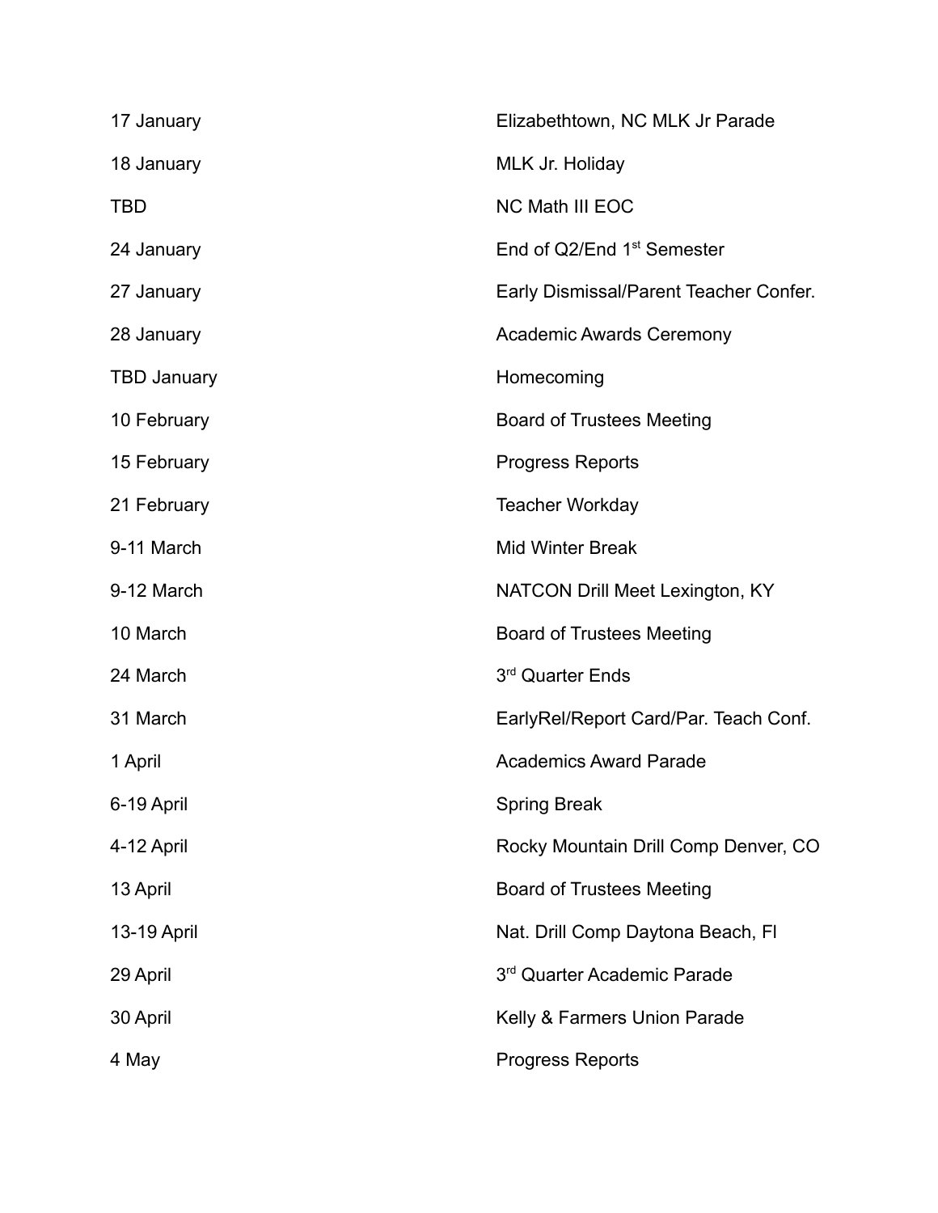| | |
|---|---|
| 17 January | Elizabethtown, NC MLK Jr Parade |
| 18 January | MLK Jr. Holiday |
| TBD | NC Math III EOC |
| 24 January | End of Q2/End 1st Semester |
| 27 January | Early Dismissal/Parent Teacher Confer. |
| 28 January | Academic Awards Ceremony |
| TBD January | Homecoming |
| 10 February | Board of Trustees Meeting |
| 15 February | Progress Reports |
| 21 February | Teacher Workday |
| 9-11 March | Mid Winter Break |
| 9-12 March | NATCON Drill Meet Lexington, KY |
| 10 March | Board of Trustees Meeting |
| 24 March | 3rd Quarter Ends |
| 31 March | EarlyRel/Report Card/Par. Teach Conf. |
| 1 April | Academics Award Parade |
| 6-19 April | Spring Break |
| 4-12 April | Rocky Mountain Drill Comp Denver, CO |
| 13 April | Board of Trustees Meeting |
| 13-19 April | Nat. Drill Comp Daytona Beach, Fl |
| 29 April | 3rd Quarter Academic Parade |
| 30 April | Kelly & Farmers Union Parade |
| 4 May | Progress Reports |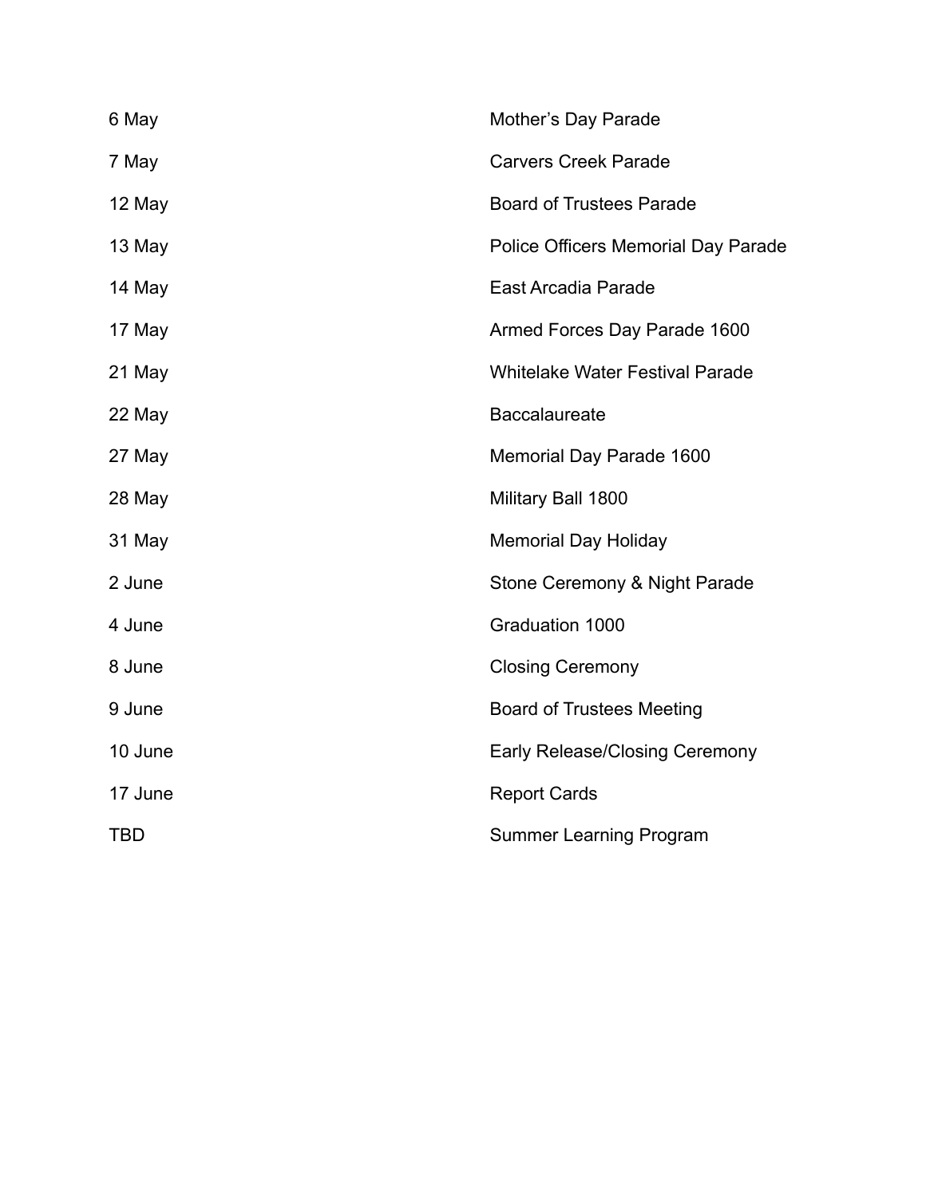| | |
|---|---|
| 6 May | Mother’s Day Parade |
| 7 May | Carvers Creek Parade |
| 12 May | Board of Trustees Parade |
| 13 May | Police Officers Memorial Day Parade |
| 14 May | East Arcadia Parade |
| 17 May | Armed Forces Day Parade 1600 |
| 21 May | Whitelake Water Festival Parade |
| 22 May | Baccalaureate |
| 27 May | Memorial Day Parade 1600 |
| 28 May | Military Ball 1800 |
| 31 May | Memorial Day Holiday |
| 2 June | Stone Ceremony & Night Parade |
| 4 June | Graduation 1000 |
| 8 June | Closing Ceremony |
| 9 June | Board of Trustees Meeting |
| 10 June | Early Release/Closing Ceremony |
| 17 June | Report Cards |
| TBD | Summer Learning Program |